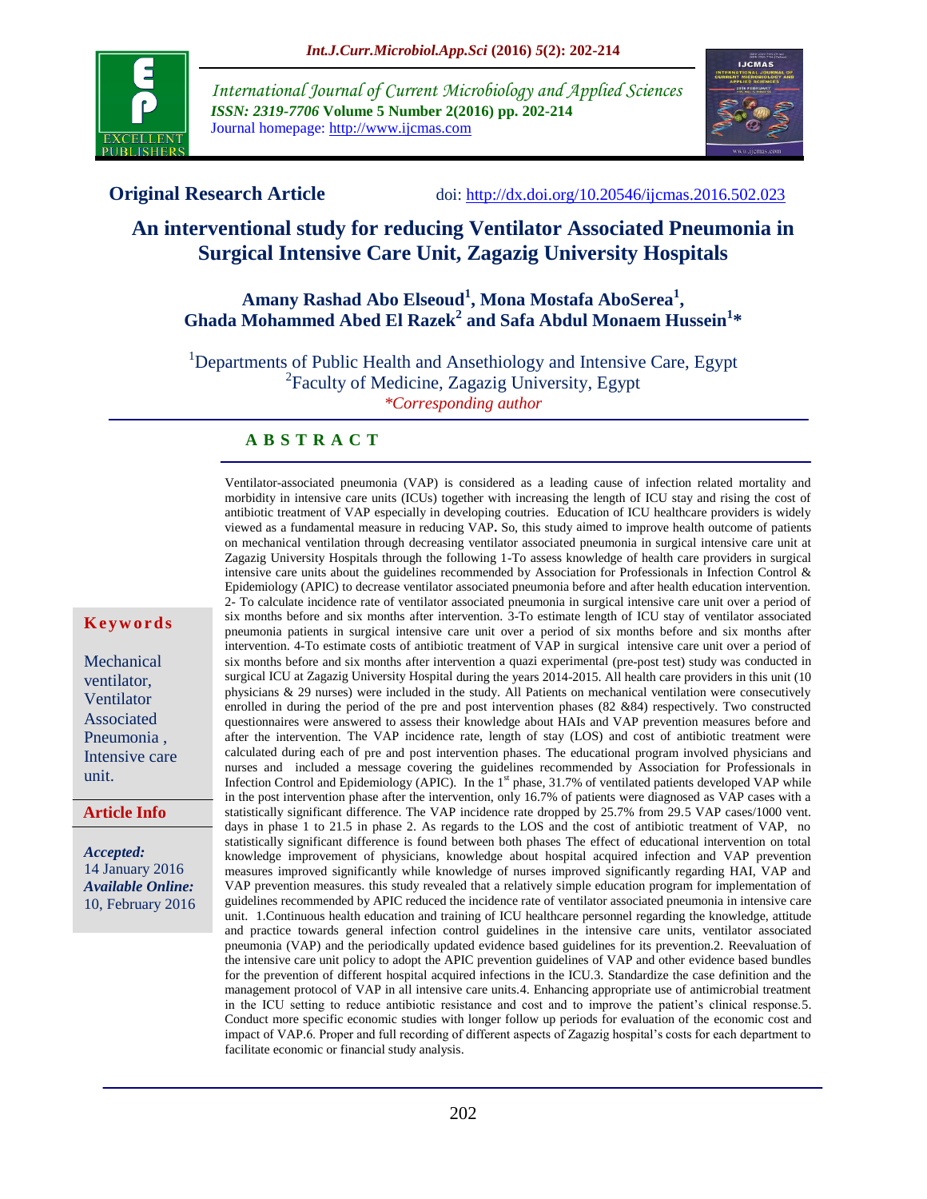**Original Research Article** doi: http://dx.doi.org/10.20546/ijcmas.2016.502.023

# An interventional study for reducing Ventilator Associated Pneumonia in Surgical Intensive Care Unit, Zagazig University Hospitals

**Amany Rashad Abo Elseoud[1], Mona Mostafa AboSerea[1], Ghada Mohammed Abed El Razek[2] and Safa Abdul Monaem Hussein[1]***

[1]Departments of Public Health and Ansethiology and Intensive Care, Egypt
[2]Faculty of Medicine, Zagazig University, Egypt
*\*Corresponding author*

## ABSTRACT

Ventilator-associated pneumonia (VAP) is considered as a leading cause of infection related mortality and morbidity in intensive care units (ICUs) together with increasing the length of ICU stay and rising the cost of antibiotic treatment of VAP especially in developing couties. Education of ICU healthcare providers is widely viewed as a fundamental measure in reducing VAP**.** So, this study aimed to improve health outcome of patients on mechanical ventilation through decreasing ventilator associated pneumonia in surgical intensive care unit at Zagazig University Hospitals through the following 1-To assess knowledge of health care providers in surgical intensive care units about the guidelines recommended by Association for Professionals in Infection Control & Epidemiology (APIC) to decrease ventilator associated pneumonia before and after health education intervention. 2- To calculate incidence rate of ventilator associated pneumonia in surgical intensive care unit over a period of six months before and six months after intervention. 3-To estimate length of ICU stay of ventilator associated pneumonia patients in surgical intensive care unit over a period of six months before and six months after intervention. 4-To estimate costs of antibiotic treatment of VAP in surgical intensive care unit over a period of six months before and six months after intervention a quazi experimental (pre-post test) study was conducted in surgical ICU at Zagazig University Hospital during the years 2014-2015. All health care providers in this unit (10 physicians & 29 nurses) were included in the study. All Patients on mechanical ventilation were consecutively enrolled in during the period of the pre and post intervention phases (82 &84) respectively. Two constructed questionnaires were answered to assess their knowledge about HAIs and VAP prevention measures before and after the intervention. The VAP incidence rate, length of stay (LOS) and cost of antibiotic treatment were calculated during each of pre and post intervention phases. The educational program involved physicians and nurses and included a message covering the guidelines recommended by Association for Professionals in Infection Control and Epidemiology (APIC). In the 1st phase, 31.7% of ventilated patients developed VAP while in the post intervention phase after the intervention, only 16.7% of patients were diagnosed as VAP cases with a statistically significant difference. The VAP incidence rate dropped by 25.7% from 29.5 VAP cases/1000 vent. days in phase 1 to 21.5 in phase 2. As regards to the LOS and the cost of antibiotic treatment of VAP, no statistically significant difference is found between both phases The effect of educational intervention on total knowledge improvement of physicians, knowledge about hospital acquired infection and VAP prevention measures improved significantly while knowledge of nurses improved significantly regarding HAI, VAP and VAP prevention measures. this study revealed that a relatively simple education program for implementation of guidelines recommended by APIC reduced the incidence rate of ventilator associated pneumonia in intensive care unit. 1.Continuous health education and training of ICU healthcare personnel regarding the knowledge, attitude and practice towards general infection control guidelines in the intensive care units, ventilator associated pneumonia (VAP) and the periodically updated evidence based guidelines for its prevention.2. Reevaluation of the intensive care unit policy to adopt the APIC prevention guidelines of VAP and other evidence based bundles for the prevention of different hospital acquired infections in the ICU.3. Standardize the case definition and the management protocol of VAP in all intensive care units.4. Enhancing appropriate use of antimicrobial treatment in the ICU setting to reduce antibiotic resistance and cost and to improve the patient's clinical response.5. Conduct more specific economic studies with longer follow up periods for evaluation of the economic cost and impact of VAP.6. Proper and full recording of different aspects of Zagazig hospital's costs for each department to facilitate economic or financial study analysis.

**Keywords**

Mechanical ventilator, Ventilator Associated Pneumonia, Intensive care unit.

**Article Info**

*Accepted:* 14 January 2016
*Available Online:* 10, February 2016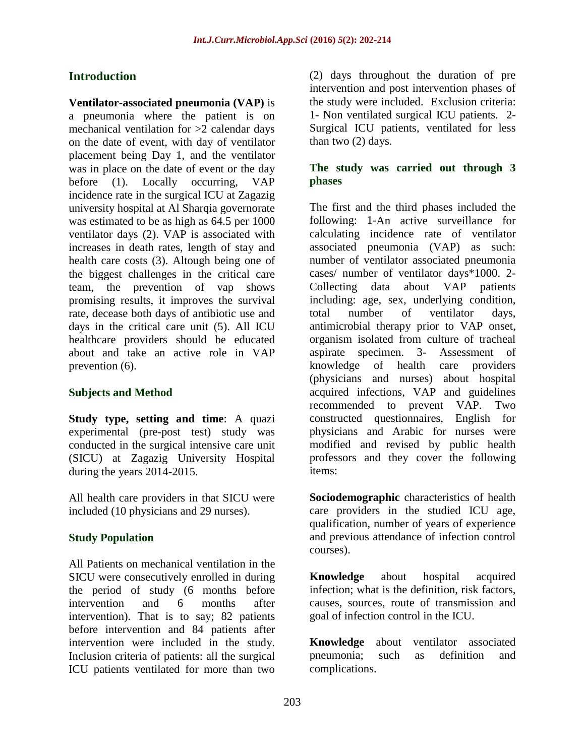## Introduction

**Ventilator-associated pneumonia (VAP)** is a pneumonia where the patient is on mechanical ventilation for >2 calendar days on the date of event, with day of ventilator placement being Day 1, and the ventilator was in place on the date of event or the day before (1). Locally occurring, VAP incidence rate in the surgical ICU at Zagazig university hospital at Al Sharqia governorate was estimated to be as high as 64.5 per 1000 ventilator days (2). VAP is associated with increases in death rates, length of stay and health care costs (3). Altough being one of the biggest challenges in the critical care team, the prevention of vap shows promising results, it improves the survival rate, decease both days of antibiotic use and days in the critical care unit (5). All ICU healthcare providers should be educated about and take an active role in VAP prevention (6).

## Subjects and Method

**Study type, setting and time**: A quazi experimental (pre-post test) study was conducted in the surgical intensive care unit (SICU) at Zagazig University Hospital during the years 2014-2015.

All health care providers in that SICU were included (10 physicians and 29 nurses).

### Study Population

All Patients on mechanical ventilation in the SICU were consecutively enrolled in during the period of study (6 months before intervention and 6 months after intervention). That is to say; 82 patients before intervention and 84 patients after intervention were included in the study. Inclusion criteria of patients: all the surgical ICU patients ventilated for more than two (2) days throughout the duration of pre intervention and post intervention phases of the study were included. Exclusion criteria: 1- Non ventilated surgical ICU patients. 2- Surgical ICU patients, ventilated for less than two (2) days.

### The study was carried out through 3 phases

The first and the third phases included the following: 1-An active surveillance for calculating incidence rate of ventilator associated pneumonia (VAP) as such: number of ventilator associated pneumonia cases/ number of ventilator days*1000. 2- Collecting data about VAP patients including: age, sex, underlying condition, total number of ventilator days, antimicrobial therapy prior to VAP onset, organism isolated from culture of tracheal aspirate specimen. 3- Assessment of knowledge of health care providers (physicians and nurses) about hospital acquired infections, VAP and guidelines recommended to prevent VAP. Two constructed questionnaires, English for physicians and Arabic for nurses were modified and revised by public health professors and they cover the following items:

**Sociodemographic** characteristics of health care providers in the studied ICU age, qualification, number of years of experience and previous attendance of infection control courses).

**Knowledge** about hospital acquired infection; what is the definition, risk factors, causes, sources, route of transmission and goal of infection control in the ICU.

**Knowledge** about ventilator associated pneumonia; such as definition and complications.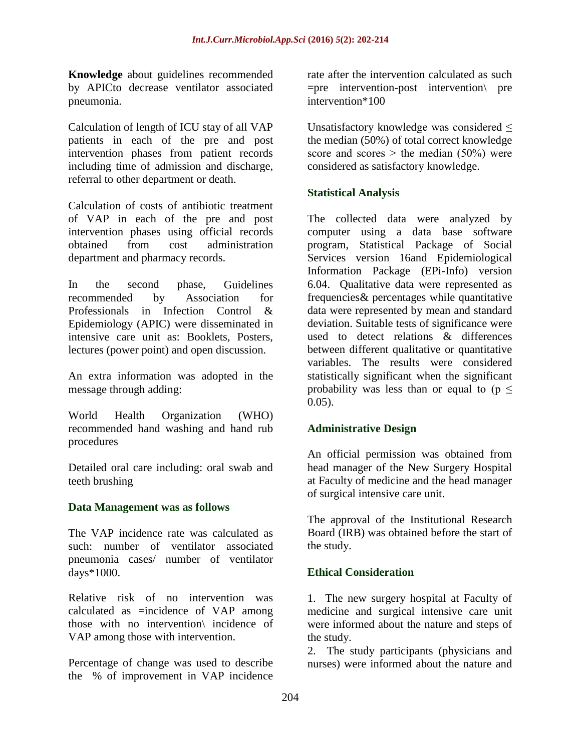**Knowledge** about guidelines recommended by APICto decrease ventilator associated pneumonia.

Calculation of length of ICU stay of all VAP patients in each of the pre and post intervention phases from patient records including time of admission and discharge, referral to other department or death.

Calculation of costs of antibiotic treatment of VAP in each of the pre and post intervention phases using official records obtained from cost administration department and pharmacy records.

In the second phase, Guidelines recommended by Association for Professionals in Infection Control & Epidemiology (APIC) were disseminated in intensive care unit as: Booklets, Posters, lectures (power point) and open discussion.

An extra information was adopted in the message through adding:

World Health Organization (WHO) recommended hand washing and hand rub procedures

Detailed oral care including: oral swab and teeth brushing

### Data Management was as follows

The VAP incidence rate was calculated as such: number of ventilator associated pneumonia cases/ number of ventilator days*1000.

Relative risk of no intervention was calculated as =incidence of VAP among those with no intervention\ incidence of VAP among those with intervention.

Percentage of change was used to describe the % of improvement in VAP incidence rate after the intervention calculated as such =pre intervention-post intervention\ pre intervention*100

Unsatisfactory knowledge was considered ≤ the median (50%) of total correct knowledge score and scores > the median (50%) were considered as satisfactory knowledge.

### Statistical Analysis

The collected data were analyzed by computer using a data base software program, Statistical Package of Social Services version 16and Epidemiological Information Package (EPi-Info) version 6.04. Qualitative data were represented as frequencies& percentages while quantitative data were represented by mean and standard deviation. Suitable tests of significance were used to detect relations & differences between different qualitative or quantitative variables. The results were considered statistically significant when the significant probability was less than or equal to ($p \leq 0.05$).

### Administrative Design

An official permission was obtained from head manager of the New Surgery Hospital at Faculty of medicine and the head manager of surgical intensive care unit.

The approval of the Institutional Research Board (IRB) was obtained before the start of the study.

### Ethical Consideration

1. The new surgery hospital at Faculty of medicine and surgical intensive care unit were informed about the nature and steps of the study.
2. The study participants (physicians and nurses) were informed about the nature and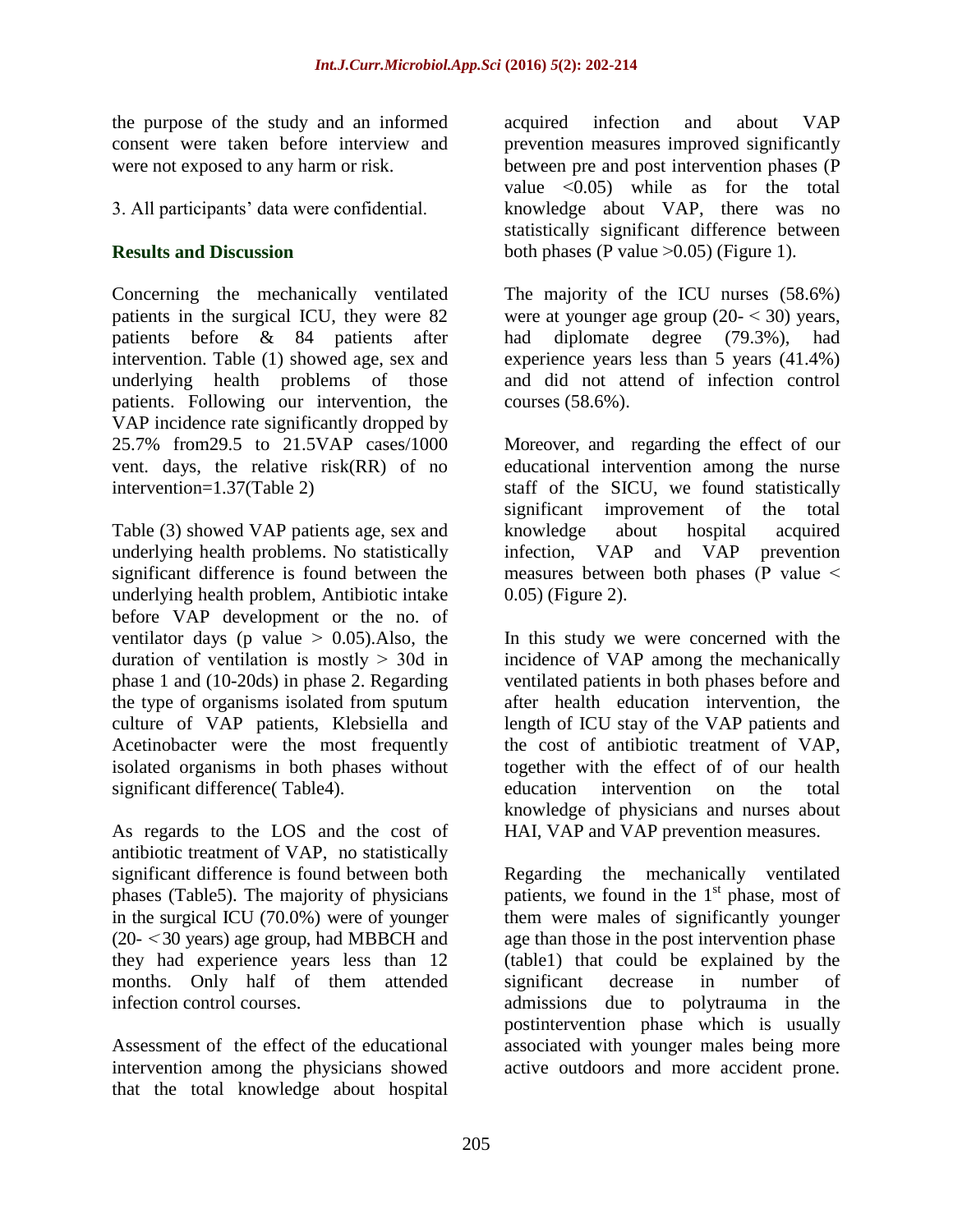the purpose of the study and an informed consent were taken before interview and were not exposed to any harm or risk.

3. All participants' data were confidential.

## Results and Discussion

Concerning the mechanically ventilated patients in the surgical ICU, they were 82 patients before & 84 patients after intervention. Table (1) showed age, sex and underlying health problems of those patients. Following our intervention, the VAP incidence rate significantly dropped by 25.7% from29.5 to 21.5VAP cases/1000 vent. days, the relative risk(RR) of no intervention=1.37(Table 2)

Table (3) showed VAP patients age, sex and underlying health problems. No statistically significant difference is found between the underlying health problem, Antibiotic intake before VAP development or the no. of ventilator days (p value $> 0.05$).Also, the duration of ventilation is mostly > 30d in phase 1 and (10-20ds) in phase 2. Regarding the type of organisms isolated from sputum culture of VAP patients, Klebsiella and Acetinobacter were the most frequently isolated organisms in both phases without significant difference( Table4).

As regards to the LOS and the cost of antibiotic treatment of VAP, no statistically significant difference is found between both phases (Table5). The majority of physicians in the surgical ICU (70.0%) were of younger (20- <30 years) age group, had MBBCH and they had experience years less than 12 months. Only half of them attended infection control courses.

Assessment of the effect of the educational intervention among the physicians showed that the total knowledge about hospital acquired infection and about VAP prevention measures improved significantly between pre and post intervention phases (P value $<0.05$) while as for the total knowledge about VAP, there was no statistically significant difference between both phases (P value $>0.05$) (Figure 1).

The majority of the ICU nurses (58.6%) were at younger age group (20- < 30) years, had diplomate degree (79.3%), had experience years less than 5 years (41.4%) and did not attend of infection control courses (58.6%).

Moreover, and regarding the effect of our educational intervention among the nurse staff of the SICU, we found statistically significant improvement of the total knowledge about hospital acquired infection, VAP and VAP prevention measures between both phases (P value $<$ 0.05) (Figure 2).

In this study we were concerned with the incidence of VAP among the mechanically ventilated patients in both phases before and after health education intervention, the length of ICU stay of the VAP patients and the cost of antibiotic treatment of VAP, together with the effect of of our health education intervention on the total knowledge of physicians and nurses about HAI, VAP and VAP prevention measures.

Regarding the mechanically ventilated patients, we found in the 1st phase, most of them were males of significantly younger age than those in the post intervention phase (table1) that could be explained by the significant decrease in number of admissions due to polytrauma in the postintervention phase which is usually associated with younger males being more active outdoors and more accident prone.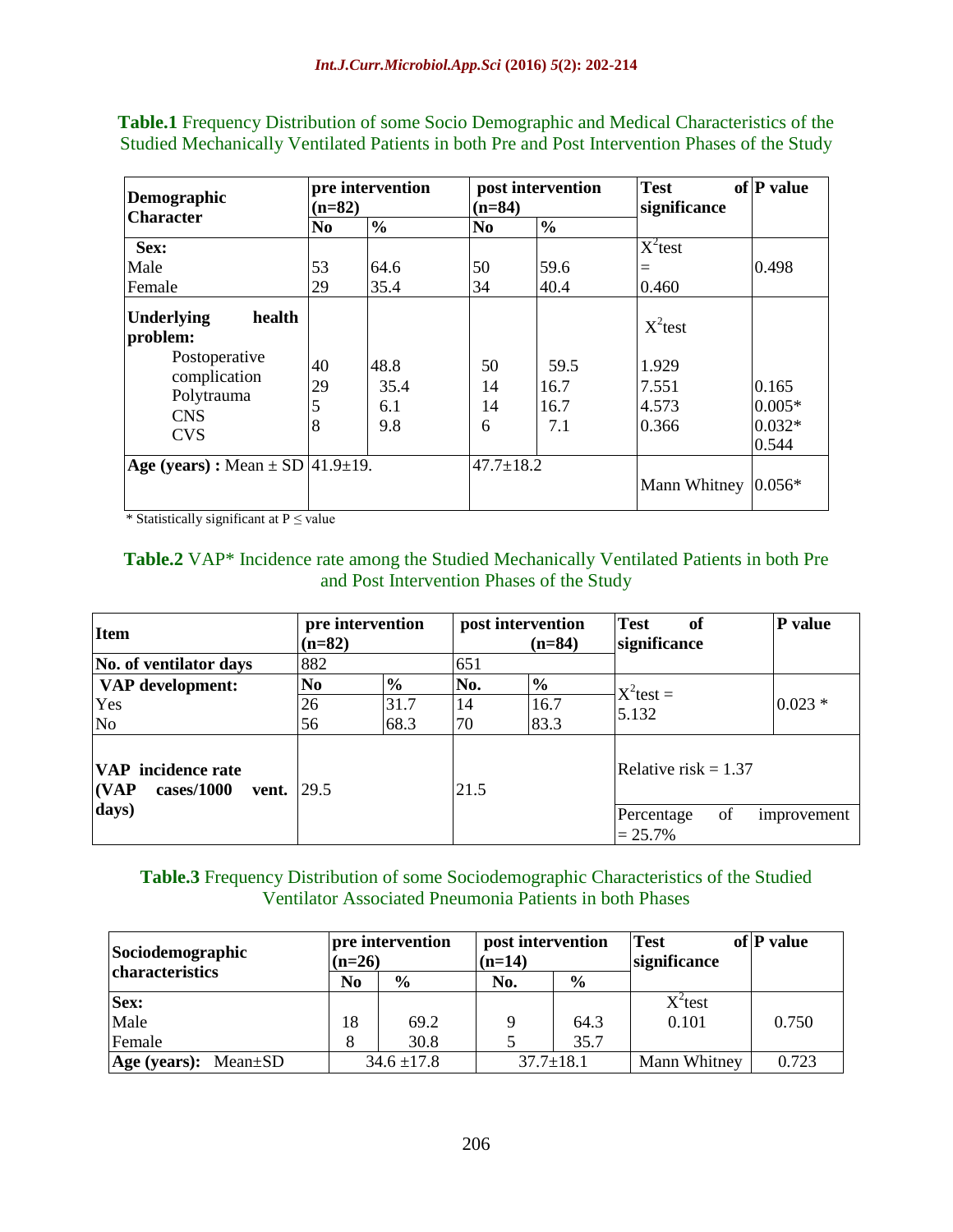**Table.1** Frequency Distribution of some Socio Demographic and Medical Characteristics of the Studied Mechanically Ventilated Patients in both Pre and Post Intervention Phases of the Study

| Demographic Character | pre intervention (n=82) | | post intervention (n=84) | | Test of significance | P value |
|---|---|---|---|---|---|---|
| | No | % | No | % | | |
| **Sex:** | | | | | $X^2$test = 0.460 | 0.498 |
| Male | 53 | 64.6 | 50 | 59.6 | | |
| Female | 29 | 35.4 | 34 | 40.4 | | |
| **Underlying health problem:** | | | | | $X^2$test | |
| Postoperative complication | 40 | 48.8 | 50 | 59.5 | 1.929 | 0.165 |
| Polytrauma | 29 | 35.4 | 14 | 16.7 | 7.551 | 0.005* |
| CNS | 5 | 6.1 | 14 | 16.7 | 4.573 | 0.032* |
| CVS | 8 | 9.8 | 6 | 7.1 | 0.366 | 0.544 |
| **Age (years) :** Mean ± SD | 41.9±19. | | 47.7±18.2 | | Mann Whitney | 0.056* |

* Statistically significant at P ≤ value

**Table.2** VAP* Incidence rate among the Studied Mechanically Ventilated Patients in both Pre and Post Intervention Phases of the Study

| Item | pre intervention (n=82) | | post intervention (n=84) | | Test of significance | P value |
|---|---|---|---|---|---|---|
| No. of ventilator days | 882 | | 651 | | | |
| **VAP development:** | No | % | No. | % | $X^2$test = 5.132 | 0.023 * |
| Yes | 26 | 31.7 | 14 | 16.7 | | |
| No | 56 | 68.3 | 70 | 83.3 | | |
| **VAP incidence rate (VAP cases/1000 vent. days)** | 29.5 | | 21.5 | | Relative risk = 1.37 | |
| | | | | | Percentage of improvement = 25.7% | |

**Table.3** Frequency Distribution of some Sociodemographic Characteristics of the Studied Ventilator Associated Pneumonia Patients in both Phases

| Sociodemographic characteristics | pre intervention (n=26) | | post intervention (n=14) | | Test of significance | P value |
|---|---|---|---|---|---|---|
| | No | % | No. | % | | |
| **Sex:** | | | | | $X^2$test 0.101 | 0.750 |
| Male | 18 | 69.2 | 9 | 64.3 | | |
| Female | 8 | 30.8 | 5 | 35.7 | | |
| **Age (years):** Mean±SD | 34.6 ±17.8 | | 37.7±18.1 | | Mann Whitney | 0.723 |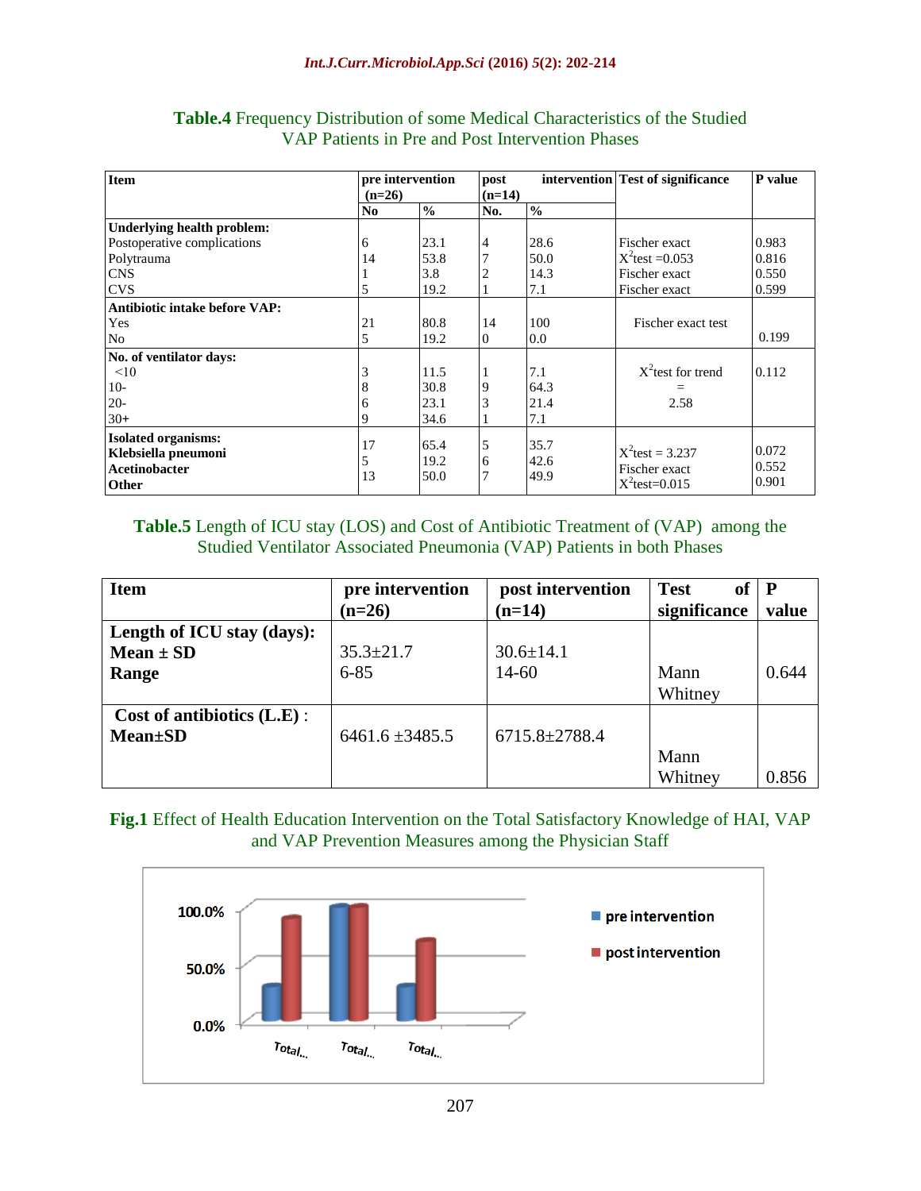**Table.4** Frequency Distribution of some Medical Characteristics of the Studied VAP Patients in Pre and Post Intervention Phases

| Item | pre intervention (n=26) | | post intervention (n=14) | | Test of significance | P value |
|---|---|---|---|---|---|---|
| | No | % | No. | % | | |
| **Underlying health problem:** | | | | | | |
| Postoperative complications | 6 | 23.1 | 4 | 28.6 | Fischer exact | 0.983 |
| Polytrauma | 14 | 53.8 | 7 | 50.0 | $X^2$test =0.053 | 0.816 |
| CNS | 1 | 3.8 | 2 | 14.3 | Fischer exact | 0.550 |
| CVS | 5 | 19.2 | 1 | 7.1 | Fischer exact | 0.599 |
| **Antibiotic intake before VAP:** | | | | | | |
| Yes | 21 | 80.8 | 14 | 100 | Fischer exact test | |
| No | 5 | 19.2 | 0 | 0.0 | | 0.199 |
| **No. of ventilator days:** | | | | | | |
| <10 | 3 | 11.5 | 1 | 7.1 | $X^2$test for trend = 2.58 | 0.112 |
| 10- | 8 | 30.8 | 9 | 64.3 | | |
| 20- | 6 | 23.1 | 3 | 21.4 | | |
| 30+ | 9 | 34.6 | 1 | 7.1 | | |
| **Isolated organisms:** | | | | | | |
| **Klebsiella pneumoni** | 17 | 65.4 | 5 | 35.7 | $X^2$test = 3.237 | 0.072 |
| **Acetinobacter** | 5 | 19.2 | 6 | 42.6 | Fischer exact | 0.552 |
| **Other** | 13 | 50.0 | 7 | 49.9 | $X^2$test=0.015 | 0.901 |

**Table.5** Length of ICU stay (LOS) and Cost of Antibiotic Treatment of (VAP) among the Studied Ventilator Associated Pneumonia (VAP) Patients in both Phases

| Item | pre intervention (n=26) | post intervention (n=14) | Test of significance | P value |
|---|---|---|---|---|
| **Length of ICU stay (days):** | | | | |
| **Mean ± SD** | 35.3±21.7 | 30.6±14.1 | | |
| **Range** | 6-85 | 14-60 | Mann Whitney | 0.644 |
| **Cost of antibiotics (L.E)** : **Mean±SD** | 6461.6 ±3485.5 | 6715.8±2788.4 | Mann Whitney | 0.856 |

**Fig.1** Effect of Health Education Intervention on the Total Satisfactory Knowledge of HAI, VAP and VAP Prevention Measures among the Physician Staff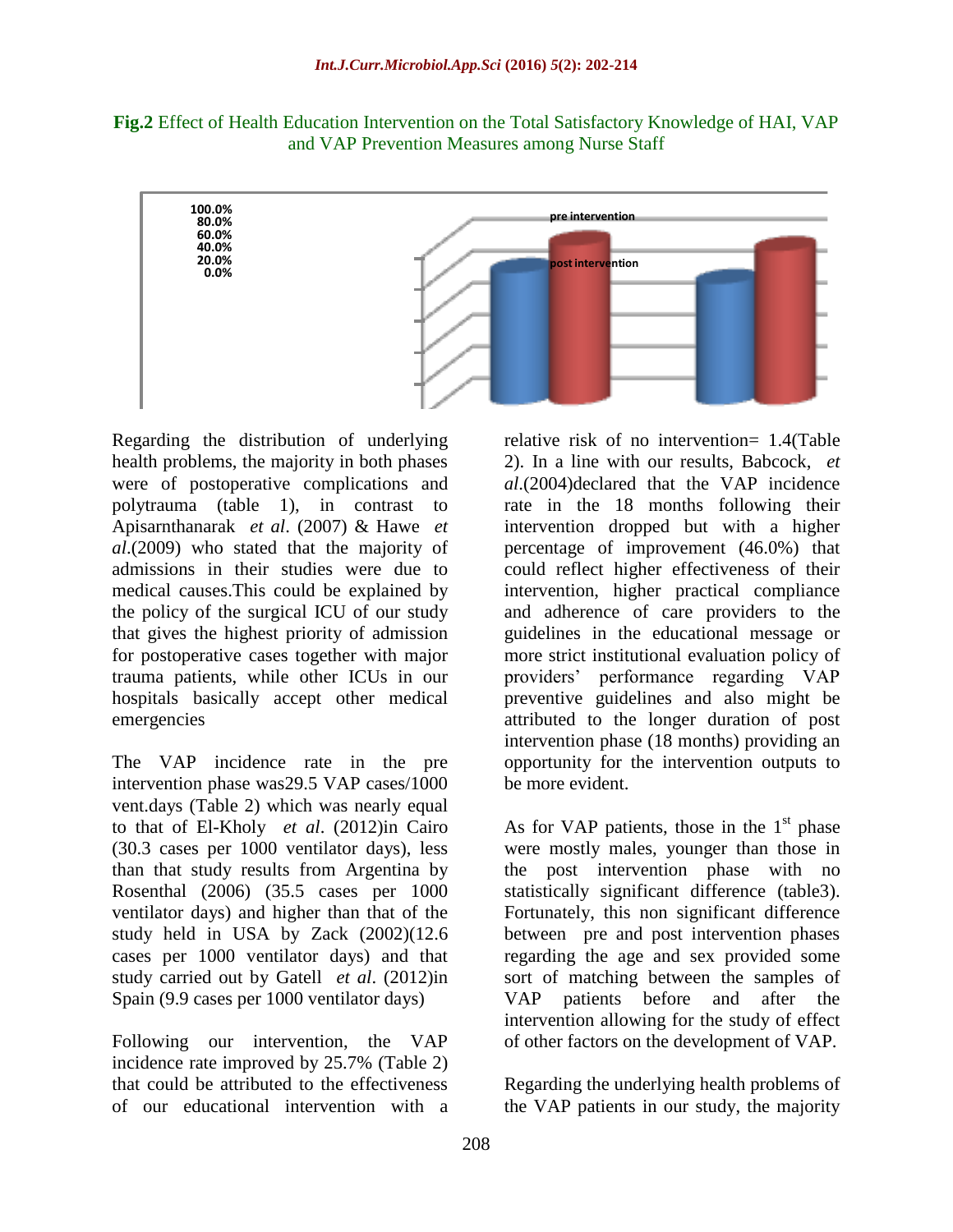**Fig.2** Effect of Health Education Intervention on the Total Satisfactory Knowledge of HAI, VAP and VAP Prevention Measures among Nurse Staff

Regarding the distribution of underlying health problems, the majority in both phases were of postoperative complications and polytrauma (table 1), in contrast to Apisarnthanarak *et al*. (2007) & Hawe *et al*.(2009) who stated that the majority of admissions in their studies were due to medical causes.This could be explained by the policy of the surgical ICU of our study that gives the highest priority of admission for postoperative cases together with major trauma patients, while other ICUs in our hospitals basically accept other medical emergencies

The VAP incidence rate in the pre intervention phase was29.5 VAP cases/1000 vent.days (Table 2) which was nearly equal to that of El-Kholy *et al*. (2012)in Cairo (30.3 cases per 1000 ventilator days), less than that study results from Argentina by Rosenthal (2006) (35.5 cases per 1000 ventilator days) and higher than that of the study held in USA by Zack (2002)(12.6 cases per 1000 ventilator days) and that study carried out by Gatell *et al*. (2012)in Spain (9.9 cases per 1000 ventilator days)

Following our intervention, the VAP incidence rate improved by 25.7% (Table 2) that could be attributed to the effectiveness of our educational intervention with a relative risk of no intervention= 1.4(Table 2). In a line with our results, Babcock, *et al*.(2004)declared that the VAP incidence rate in the 18 months following their intervention dropped but with a higher percentage of improvement (46.0%) that could reflect higher effectiveness of their intervention, higher practical compliance and adherence of care providers to the guidelines in the educational message or more strict institutional evaluation policy of providers' performance regarding VAP preventive guidelines and also might be attributed to the longer duration of post intervention phase (18 months) providing an opportunity for the intervention outputs to be more evident.

As for VAP patients, those in the 1st phase were mostly males, younger than those in the post intervention phase with no statistically significant difference (table3). Fortunately, this non significant difference between pre and post intervention phases regarding the age and sex provided some sort of matching between the samples of VAP patients before and after the intervention allowing for the study of effect of other factors on the development of VAP.

Regarding the underlying health problems of the VAP patients in our study, the majority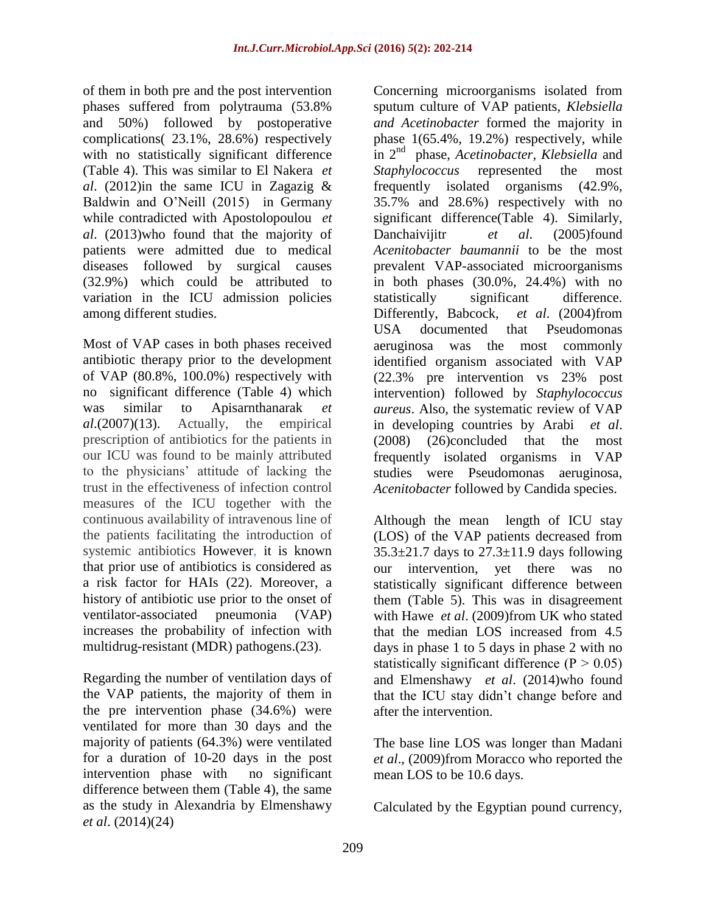of them in both pre and the post intervention phases suffered from polytrauma (53.8% and 50%) followed by postoperative complications( 23.1%, 28.6%) respectively with no statistically significant difference (Table 4). This was similar to El Nakera *et al*. (2012)in the same ICU in Zagazig & Baldwin and O'Neill (2015) in Germany while contradicted with Apostolopoulou *et al*. (2013)who found that the majority of patients were admitted due to medical diseases followed by surgical causes (32.9%) which could be attributed to variation in the ICU admission policies among different studies.

Most of VAP cases in both phases received antibiotic therapy prior to the development of VAP (80.8%, 100.0%) respectively with no significant difference (Table 4) which was similar to Apisarnthanarak *et al*.(2007)(13). Actually, the empirical prescription of antibiotics for the patients in our ICU was found to be mainly attributed to the physicians' attitude of lacking the trust in the effectiveness of infection control measures of the ICU together with the continuous availability of intravenous line of the patients facilitating the introduction of systemic antibiotics However, it is known that prior use of antibiotics is considered as a risk factor for HAIs (22). Moreover, a history of antibiotic use prior to the onset of ventilator-associated pneumonia (VAP) increases the probability of infection with multidrug-resistant (MDR) pathogens.(23).

Regarding the number of ventilation days of the VAP patients, the majority of them in the pre intervention phase (34.6%) were ventilated for more than 30 days and the majority of patients (64.3%) were ventilated for a duration of 10-20 days in the post intervention phase with no significant difference between them (Table 4), the same as the study in Alexandria by Elmenshawy *et al*. (2014)(24)

Concerning microorganisms isolated from sputum culture of VAP patients, *Klebsiella and Acetinobacter* formed the majority in phase 1(65.4%, 19.2%) respectively, while in 2nd phase, *Acetinobacter*, *Klebsiella* and *Staphylococcus* represented the most frequently isolated organisms (42.9%, 35.7% and 28.6%) respectively with no significant difference(Table 4). Similarly, Danchaivijitr *et al*. (2005)found *Acenitobacter baumannii* to be the most prevalent VAP-associated microorganisms in both phases (30.0%, 24.4%) with no statistically significant difference. Differently, Babcock, *et al*. (2004)from USA documented that Pseudomonas aeruginosa was the most commonly identified organism associated with VAP (22.3% pre intervention vs 23% post intervention) followed by *Staphylococcus aureus*. Also, the systematic review of VAP in developing countries by Arabi *et al*. (2008) (26)concluded that the most frequently isolated organisms in VAP studies were Pseudomonas aeruginosa, *Acenitobacter* followed by Candida species.

Although the mean length of ICU stay (LOS) of the VAP patients decreased from 35.3±21.7 days to 27.3±11.9 days following our intervention, yet there was no statistically significant difference between them (Table 5). This was in disagreement with Hawe *et al*. (2009)from UK who stated that the median LOS increased from 4.5 days in phase 1 to 5 days in phase 2 with no statistically significant difference ($P > 0.05$) and Elmenshawy *et al*. (2014)who found that the ICU stay didn't change before and after the intervention.

The base line LOS was longer than Madani *et al*., (2009)from Moracco who reported the mean LOS to be 10.6 days.

Calculated by the Egyptian pound currency,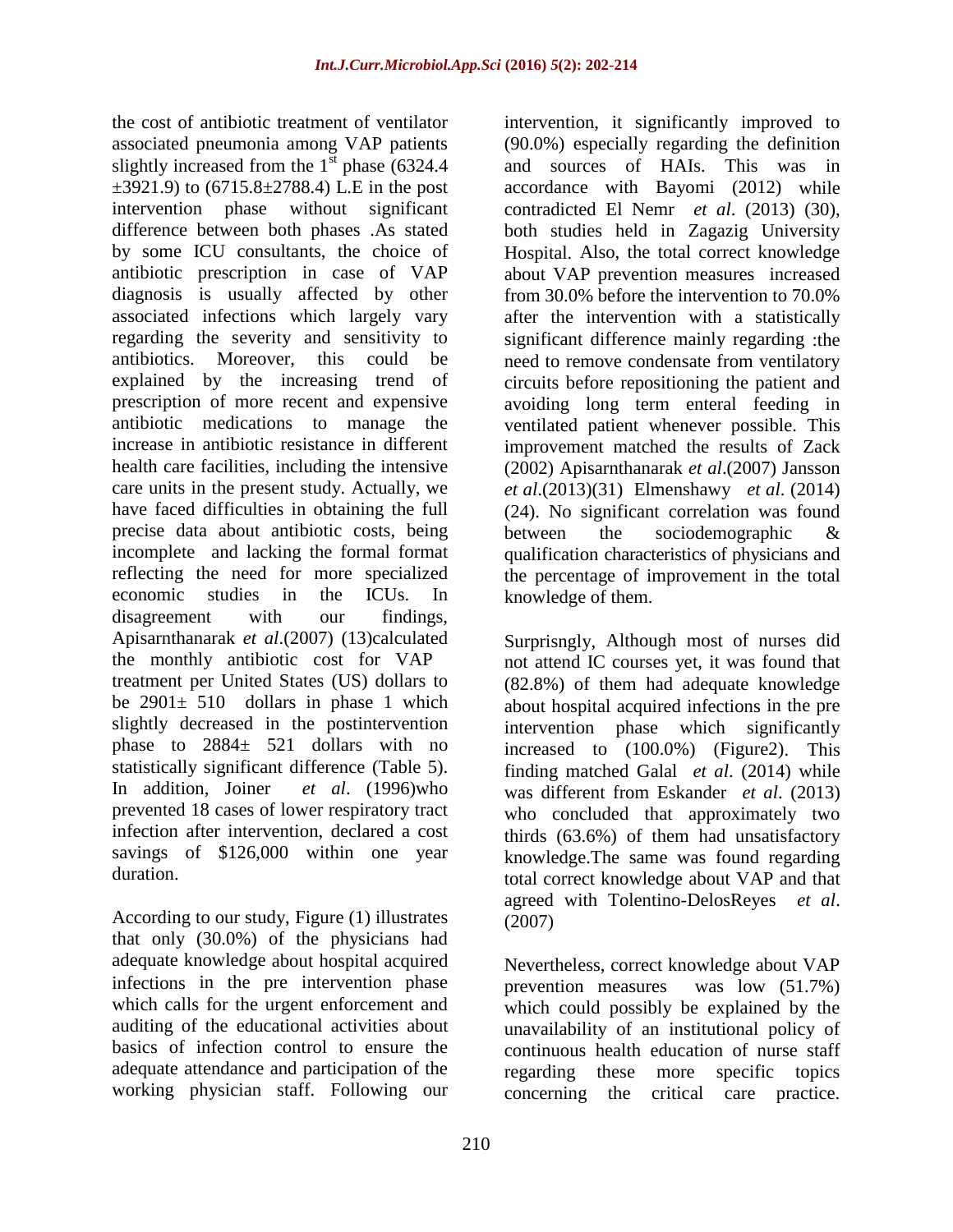the cost of antibiotic treatment of ventilator associated pneumonia among VAP patients slightly increased from the 1st phase (6324.4 ±3921.9) to (6715.8±2788.4) L.E in the post intervention phase without significant difference between both phases .As stated by some ICU consultants, the choice of antibiotic prescription in case of VAP diagnosis is usually affected by other associated infections which largely vary regarding the severity and sensitivity to antibiotics. Moreover, this could be explained by the increasing trend of prescription of more recent and expensive antibiotic medications to manage the increase in antibiotic resistance in different health care facilities, including the intensive care units in the present study. Actually, we have faced difficulties in obtaining the full precise data about antibiotic costs, being incomplete and lacking the formal format reflecting the need for more specialized economic studies in the ICUs. In disagreement with our findings, Apisarnthanarak *et al*.(2007) (13)calculated the monthly antibiotic cost for VAP treatment per United States (US) dollars to be 2901± 510 dollars in phase 1 which slightly decreased in the postintervention phase to 2884± 521 dollars with no statistically significant difference (Table 5). In addition, Joiner *et al*. (1996)who prevented 18 cases of lower respiratory tract infection after intervention, declared a cost savings of $126,000 within one year duration.

According to our study, Figure (1) illustrates that only (30.0%) of the physicians had adequate knowledge about hospital acquired infections in the pre intervention phase which calls for the urgent enforcement and auditing of the educational activities about basics of infection control to ensure the adequate attendance and participation of the working physician staff. Following our intervention, it significantly improved to (90.0%) especially regarding the definition and sources of HAIs. This was in accordance with Bayomi (2012) while contradicted El Nemr *et al*. (2013) (30), both studies held in Zagazig University Hospital. Also, the total correct knowledge about VAP prevention measures increased from 30.0% before the intervention to 70.0% after the intervention with a statistically significant difference mainly regarding :the need to remove condensate from ventilatory circuits before repositioning the patient and avoiding long term enteral feeding in ventilated patient whenever possible. This improvement matched the results of Zack (2002) Apisarnthanarak *et al*.(2007) Jansson *et al*.(2013)(31) Elmenshawy *et al*. (2014) (24). No significant correlation was found between the sociodemographic & qualification characteristics of physicians and the percentage of improvement in the total knowledge of them.

Surprisngly, Although most of nurses did not attend IC courses yet, it was found that (82.8%) of them had adequate knowledge about hospital acquired infections in the pre intervention phase which significantly increased to (100.0%) (Figure2). This finding matched Galal *et al*. (2014) while was different from Eskander *et al*. (2013) who concluded that approximately two thirds (63.6%) of them had unsatisfactory knowledge.The same was found regarding total correct knowledge about VAP and that agreed with Tolentino-DelosReyes *et al*. (2007)

Nevertheless, correct knowledge about VAP prevention measures was low (51.7%) which could possibly be explained by the unavailability of an institutional policy of continuous health education of nurse staff regarding these more specific topics concerning the critical care practice.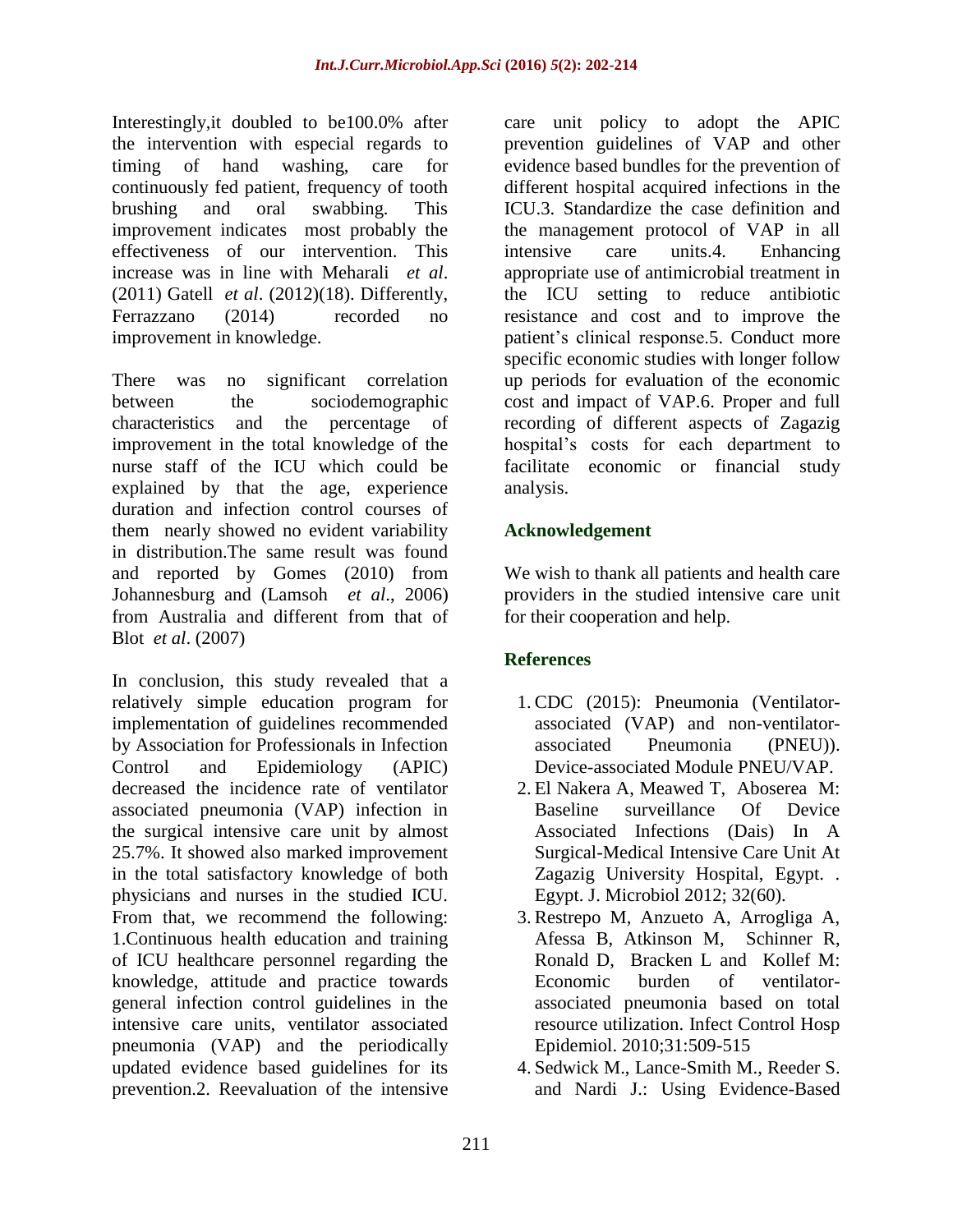Interestingly,it doubled to be100.0% after the intervention with especial regards to timing of hand washing, care for continuously fed patient, frequency of tooth brushing and oral swabbing. This improvement indicates most probably the effectiveness of our intervention. This increase was in line with Meharali *et al*. (2011) Gatell *et al*. (2012)(18). Differently, Ferrazzano (2014) recorded no improvement in knowledge.

There was no significant correlation between the sociodemographic characteristics and the percentage of improvement in the total knowledge of the nurse staff of the ICU which could be explained by that the age, experience duration and infection control courses of them nearly showed no evident variability in distribution.The same result was found and reported by Gomes (2010) from Johannesburg and (Lamsoh *et al*., 2006) from Australia and different from that of Blot *et al*. (2007)

In conclusion, this study revealed that a relatively simple education program for implementation of guidelines recommended by Association for Professionals in Infection Control and Epidemiology (APIC) decreased the incidence rate of ventilator associated pneumonia (VAP) infection in the surgical intensive care unit by almost 25.7%. It showed also marked improvement in the total satisfactory knowledge of both physicians and nurses in the studied ICU. From that, we recommend the following: 1.Continuous health education and training of ICU healthcare personnel regarding the knowledge, attitude and practice towards general infection control guidelines in the intensive care units, ventilator associated pneumonia (VAP) and the periodically updated evidence based guidelines for its prevention.2. Reevaluation of the intensive care unit policy to adopt the APIC prevention guidelines of VAP and other evidence based bundles for the prevention of different hospital acquired infections in the ICU.3. Standardize the case definition and the management protocol of VAP in all intensive care units.4. Enhancing appropriate use of antimicrobial treatment in the ICU setting to reduce antibiotic resistance and cost and to improve the patient's clinical response.5. Conduct more specific economic studies with longer follow up periods for evaluation of the economic cost and impact of VAP.6. Proper and full recording of different aspects of Zagazig hospital's costs for each department to facilitate economic or financial study analysis.

## Acknowledgement

We wish to thank all patients and health care providers in the studied intensive care unit for their cooperation and help.

## References

1. CDC (2015): Pneumonia (Ventilator-associated (VAP) and non-ventilator-associated Pneumonia (PNEU)). Device-associated Module PNEU/VAP.
2. El Nakera A, Meawed T, Aboserea M: Baseline surveillance Of Device Associated Infections (Dais) In A Surgical-Medical Intensive Care Unit At Zagazig University Hospital, Egypt. . Egypt. J. Microbiol 2012; 32(60).
3. Restrepo M, Anzueto A, Arrogliga A, Afessa B, Atkinson M, Schinner R, Ronald D, Bracken L and Kollef M: Economic burden of ventilator-associated pneumonia based on total resource utilization. Infect Control Hosp Epidemiol. 2010;31:509-515
4. Sedwick M., Lance-Smith M., Reeder S. and Nardi J.: Using Evidence-Based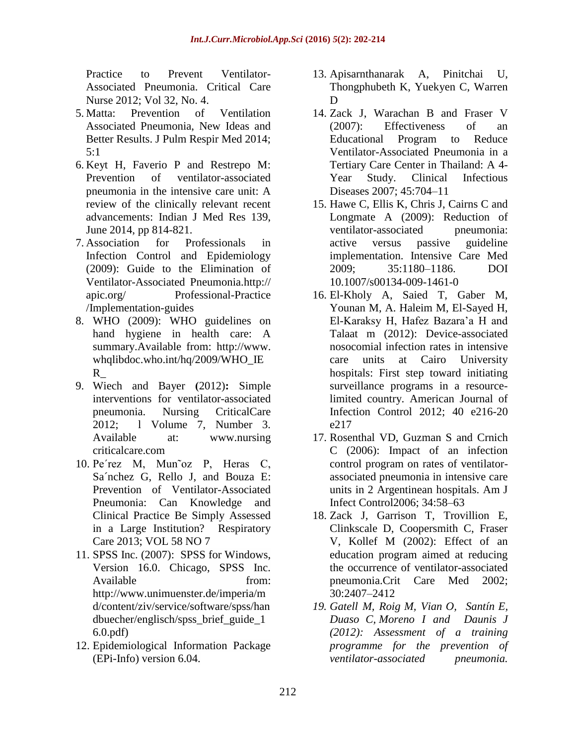Practice to Prevent Ventilator-Associated Pneumonia. Critical Care Nurse 2012; Vol 32, No. 4.

5. Matta: Prevention of Ventilation Associated Pneumonia, New Ideas and Better Results. J Pulm Respir Med 2014; 5:1
6. Keyt H, Faverio P and Restrepo M: Prevention of ventilator-associated pneumonia in the intensive care unit: A review of the clinically relevant recent advancements: Indian J Med Res 139, June 2014, pp 814-821.
7. Association for Professionals in Infection Control and Epidemiology (2009): Guide to the Elimination of Ventilator-Associated Pneumonia.http:// apic.org/ Professional-Practice /Implementation-guides
8. WHO (2009): WHO guidelines on hand hygiene in health care: A summary.Available from: http://www. whqlibdoc.who.int/hq/2009/WHO_IE R_
9. Wiech and Bayer **(**2012)**:** Simple interventions for ventilator-associated pneumonia. Nursing CriticalCare 2012; l Volume 7, Number 3. Available at: www.nursing criticalcare.com
10. Pe´rez M, Mun˜oz P, Heras C, Sa´nchez G, Rello J, and Bouza E: Prevention of Ventilator-Associated Pneumonia: Can Knowledge and Clinical Practice Be Simply Assessed in a Large Institution? Respiratory Care 2013; VOL 58 NO 7
11. SPSS Inc. (2007): SPSS for Windows, Version 16.0. Chicago, SPSS Inc. Available from: http://www.unimuenster.de/imperia/md/content/ziv/service/software/spss/handbuecher/englisch/spss_brief_guide_16.0.pdf)
12. Epidemiological Information Package (EPi-Info) version 6.04.
13. Apisarnthanarak A, Pinitchai U, Thongphubeth K, Yuekyen C, Warren D
14. Zack J, Warachan B and Fraser V (2007): Effectiveness of an Educational Program to Reduce Ventilator-Associated Pneumonia in a Tertiary Care Center in Thailand: A 4-Year Study. Clinical Infectious Diseases 2007; 45:704–11
15. Hawe C, Ellis K, Chris J, Cairns C and Longmate A (2009): Reduction of ventilator-associated pneumonia: active versus passive guideline implementation. Intensive Care Med 2009; 35:1180–1186. DOI 10.1007/s00134-009-1461-0
16. El-Kholy A, Saied T, Gaber M, Younan M, A. Haleim M, El-Sayed H, El-Karaksy H, Hafez Bazara'a H and Talaat m (2012): Device-associated nosocomial infection rates in intensive care units at Cairo University hospitals: First step toward initiating surveillance programs in a resource-limited country. American Journal of Infection Control 2012; 40 e216-20 e217
17. Rosenthal VD, Guzman S and Crnich C (2006): Impact of an infection control program on rates of ventilator-associated pneumonia in intensive care units in 2 Argentinean hospitals. Am J Infect Control2006; 34:58–63
18. Zack J, Garrison T, Trovillion E, Clinkscale D, Coopersmith C, Fraser V, Kollef M (2002): Effect of an education program aimed at reducing the occurrence of ventilator-associated pneumonia.Crit Care Med 2002; 30:2407–2412
19. *Gatell M, Roig M, Vian O, Santín E, Duaso C, Moreno I and Daunis J (2012): Assessment of a training programme for the prevention of ventilator-associated pneumonia.*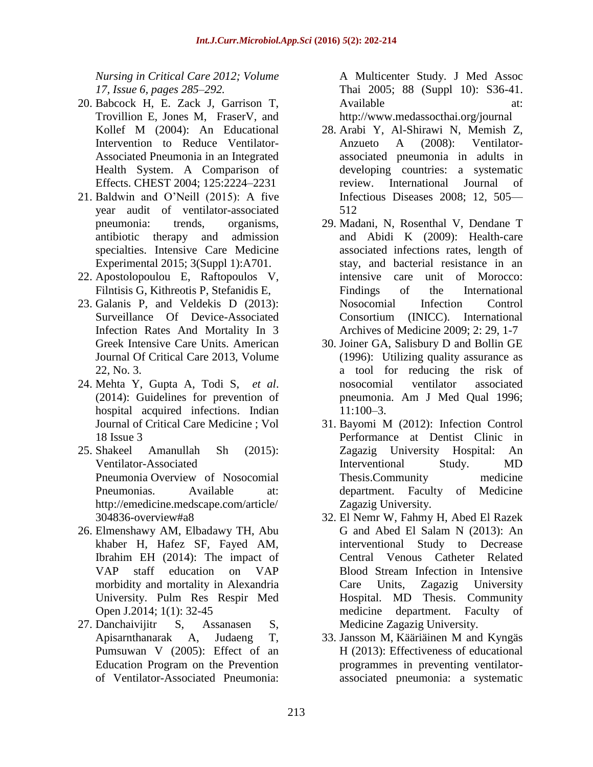*Nursing in Critical Care 2012; Volume 17, Issue 6, pages 285–292.*

20. Babcock H, E. Zack J, Garrison T, Trovillion E, Jones M, FraserV, and Kollef M (2004): An Educational Intervention to Reduce Ventilator-Associated Pneumonia in an Integrated Health System. A Comparison of Effects. CHEST 2004; 125:2224–2231
21. Baldwin and O'Neill (2015): A five year audit of ventilator-associated pneumonia: trends, organisms, antibiotic therapy and admission specialties. Intensive Care Medicine Experimental 2015; 3(Suppl 1):A701.
22. Apostolopoulou E, Raftopoulos V, Filntisis G, Kithreotis P, Stefanidis E,
23. Galanis P, and Veldekis D (2013): Surveillance Of Device-Associated Infection Rates And Mortality In 3 Greek Intensive Care Units. American Journal Of Critical Care 2013, Volume 22, No. 3.
24. Mehta Y, Gupta A, Todi S, *et al*. (2014): Guidelines for prevention of hospital acquired infections. Indian Journal of Critical Care Medicine ; Vol 18 Issue 3
25. Shakeel Amanullah Sh (2015): Ventilator-Associated Pneumonia Overview of Nosocomial Pneumonias. Available at: http://emedicine.medscape.com/article/304836-overview#a8
26. Elmenshawy AM, Elbadawy TH, Abu khaber H, Hafez SF, Fayed AM, Ibrahim EH (2014): The impact of VAP staff education on VAP morbidity and mortality in Alexandria University. Pulm Res Respir Med Open J.2014; 1(1): 32-45
27. Danchaivijitr S, Assanasen S, Apisarnthanarak A, Judaeng T, Pumsuwan V (2005): Effect of an Education Program on the Prevention of Ventilator-Associated Pneumonia: A Multicenter Study. J Med Assoc Thai 2005; 88 (Suppl 10): S36-41. Available at: http://www.medassocthai.org/journal
28. Arabi Y, Al-Shirawi N, Memish Z, Anzueto A (2008): Ventilator-associated pneumonia in adults in developing countries: a systematic review. International Journal of Infectious Diseases 2008; 12, 505—512
29. Madani, N, Rosenthal V, Dendane T and Abidi K (2009): Health-care associated infections rates, length of stay, and bacterial resistance in an intensive care unit of Morocco: Findings of the International Nosocomial Infection Control Consortium (INICC). International Archives of Medicine 2009; 2: 29, 1-7
30. Joiner GA, Salisbury D and Bollin GE (1996): Utilizing quality assurance as a tool for reducing the risk of nosocomial ventilator associated pneumonia. Am J Med Qual 1996; 11:100–3.
31. Bayomi M (2012): Infection Control Performance at Dentist Clinic in Zagazig University Hospital: An Interventional Study. MD Thesis.Community medicine department. Faculty of Medicine Zagazig University.
32. El Nemr W, Fahmy H, Abed El Razek G and Abed El Salam N (2013): An interventional Study to Decrease Central Venous Catheter Related Blood Stream Infection in Intensive Care Units, Zagazig University Hospital. MD Thesis. Community medicine department. Faculty of Medicine Zagazig University.
33. Jansson M, Kääriäinen M and Kyngäs H (2013): Effectiveness of educational programmes in preventing ventilator-associated pneumonia: a systematic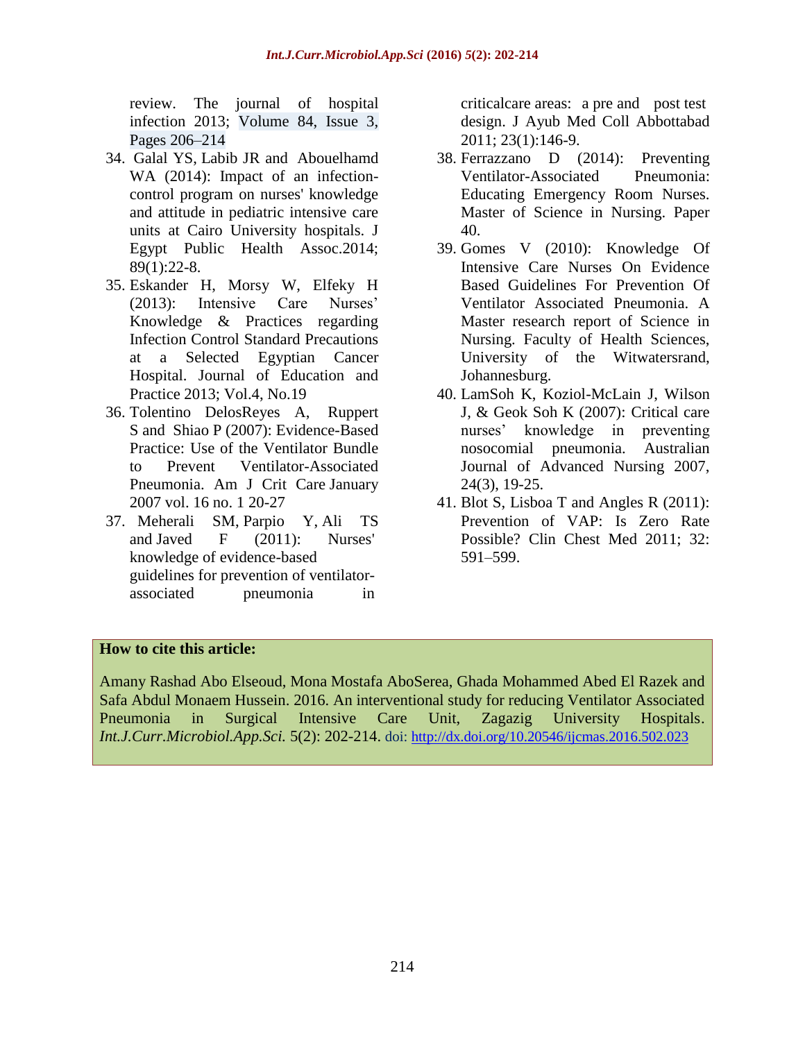review. The journal of hospital infection 2013; Volume 84, Issue 3, Pages 206–214

34. Galal YS, Labib JR and Abouelhamd WA (2014): Impact of an infection-control program on nurses' knowledge and attitude in pediatric intensive care units at Cairo University hospitals. J Egypt Public Health Assoc.2014; 89(1):22-8.
35. Eskander H, Morsy W, Elfeky H (2013): Intensive Care Nurses' Knowledge & Practices regarding Infection Control Standard Precautions at a Selected Egyptian Cancer Hospital. Journal of Education and Practice 2013; Vol.4, No.19
36. Tolentino DelosReyes A, Ruppert S and Shiao P (2007): Evidence-Based Practice: Use of the Ventilator Bundle to Prevent Ventilator-Associated Pneumonia. Am J Crit Care January 2007 vol. 16 no. 1 20-27
37. Meherali SM, Parpio Y, Ali TS and Javed F (2011): Nurses' knowledge of evidence-based guidelines for prevention of ventilator-associated pneumonia in criticalcare areas: a pre and post test design. J Ayub Med Coll Abbottabad 2011; 23(1):146-9.
38. Ferrazzano D (2014): Preventing Ventilator-Associated Pneumonia: Educating Emergency Room Nurses. Master of Science in Nursing. Paper 40.
39. Gomes V (2010): Knowledge Of Intensive Care Nurses On Evidence Based Guidelines For Prevention Of Ventilator Associated Pneumonia. A Master research report of Science in Nursing. Faculty of Health Sciences, University of the Witwatersrand, Johannesburg.
40. LamSoh K, Koziol-McLain J, Wilson J, & Geok Soh K (2007): Critical care nurses' knowledge in preventing nosocomial pneumonia. Australian Journal of Advanced Nursing 2007, 24(3), 19-25.
41. Blot S, Lisboa T and Angles R (2011): Prevention of VAP: Is Zero Rate Possible? Clin Chest Med 2011; 32: 591–599.

**How to cite this article:**

Amany Rashad Abo Elseoud, Mona Mostafa AboSerea, Ghada Mohammed Abed El Razek and Safa Abdul Monaem Hussein. 2016. An interventional study for reducing Ventilator Associated Pneumonia in Surgical Intensive Care Unit, Zagazig University Hospitals. *Int.J.Curr.Microbiol.App.Sci.* 5(2): 202-214. doi: http://dx.doi.org/10.20546/ijcmas.2016.502.023